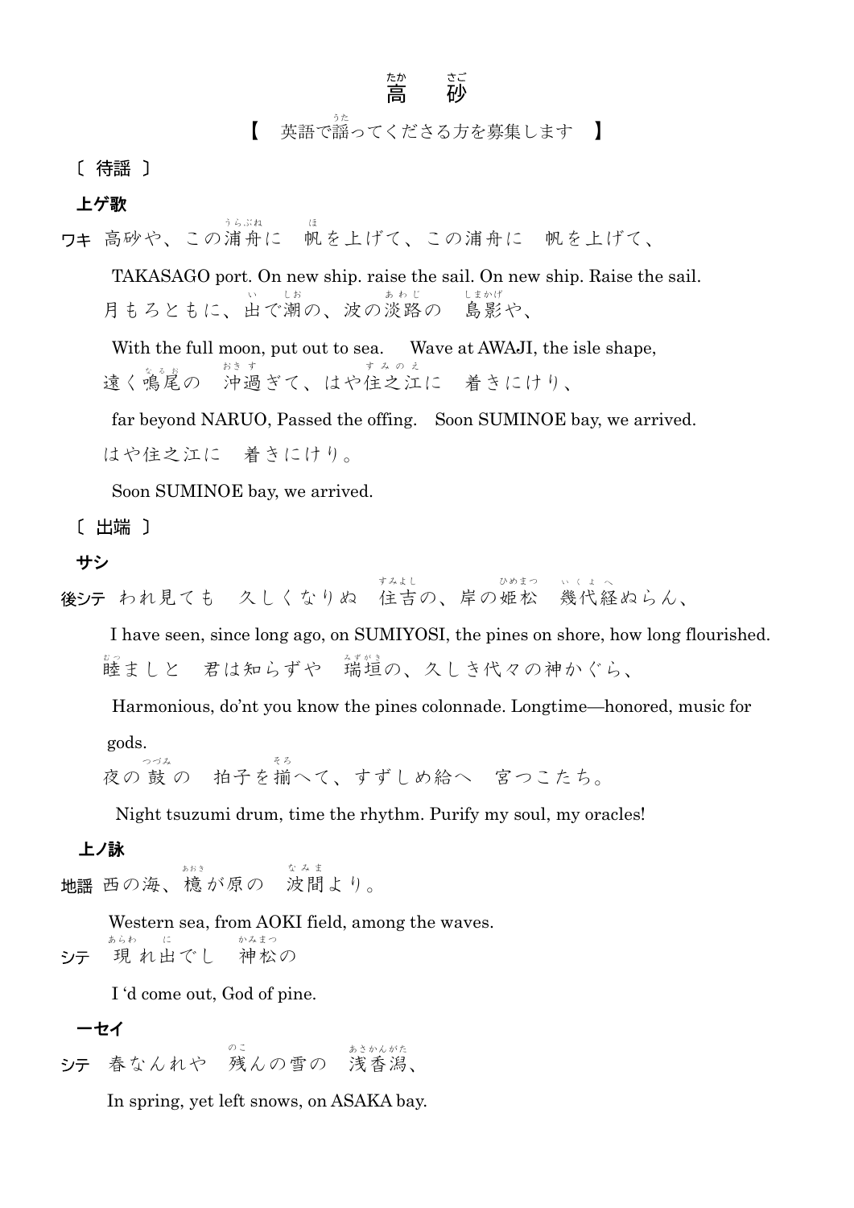# 高砂

## 【　英語で謡ってくださる方を募集します　】

〔 待謡 〕

**上ゲ歌**

**ワキ** 高砂や、この浦舟に　帆を上げて、この浦舟に　帆を上げて、

TAKASAGO port. On new ship. raise the sail. On new ship. Raise the sail.

月もろともに、出で潮の、波の淡路の　島影や、

With the full moon, put out to sea.　Wave at AWAJI, the isle shape,

遠く鳴尾の　沖過ぎて、はや住之江に　着きにけり、

far beyond NARUO, Passed the offing.　Soon SUMINOE bay, we arrived.

はや住之江に　着きにけり。

Soon SUMINOE bay, we arrived.

〔 出端 〕

**サシ**

**後シテ** われ見ても　久しくなりぬ　住吉の、岸の姫松　幾代経ぬらん、

I have seen, since long ago, on SUMIYOSI, the pines on shore, how long flourished.

睦ましと　君は知らずや　瑞垣の、久しき代々の神かぐら、

Harmonious, do'nt you know the pines colonnade. Longtime—honored, music for gods.

夜の鼓の　拍子を揃へて、すずしめ給へ　宮つこたち。

Night tsuzumi drum, time the rhythm. Purify my soul, my oracles!

**上ノ詠**

**地謡** 西の海、檍が原の　波間より。

Western sea, from AOKI field, among the waves.

**シテ** 現れ出でし　神松の

I 'd come out, God of pine.

**一セイ**

**シテ** 春なんれや　残んの雪の　浅香潟、

In spring, yet left snows, on ASAKA bay.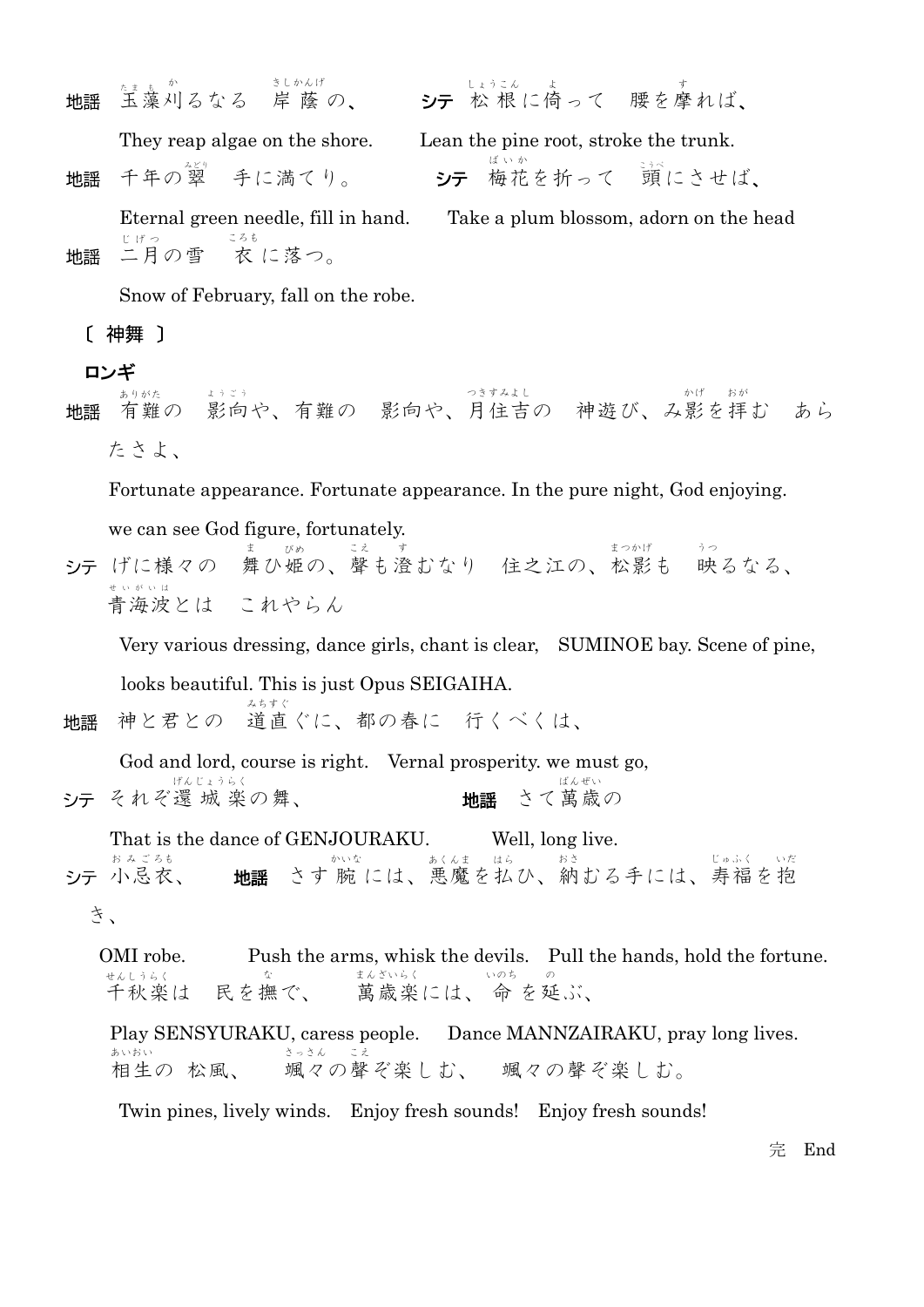**地謡** 玉藻刈るなる　岸蔭の、　**シテ** 松根に倚って　腰を摩れば、

They reap algae on the shore.　Lean the pine root, stroke the trunk.

**地謡** 千年の翠　手に満てり。　**シテ** 梅花を折って　頭にさせば、

Eternal green needle, fill in hand.　Take a plum blossom, adorn on the head

**地謡** 二月の雪　衣に落つ。

Snow of February, fall on the robe.

〔 神舞 〕

**ロンギ**

**地謡** 有難の　影向や、有難の　影向や、月住吉の　神遊び、み影を拝む　あらたさよ、

Fortunate appearance. Fortunate appearance. In the pure night, God enjoying.

we can see God figure, fortunately.

**シテ** げに様々の　舞ひ姫の、聲も澄むなり　住之江の、松影も　映るなる、青海波とは　これやらん

Very various dressing, dance girls, chant is clear,　SUMINOE bay. Scene of pine, looks beautiful. This is just Opus SEIGAIHA.

**地謡** 神と君との　道直ぐに、都の春に　行くべくは、

God and lord, course is right.　Vernal prosperity. we must go,

**シテ** それぞ還城楽の舞、　**地謡** さて萬歳の

That is the dance of GENJOURAKU.　Well, long live.

**シテ** 小忌衣、　**地謡** さす腕には、悪魔を払ひ、納むる手には、寿福を抱き、

OMI robe.　Push the arms, whisk the devils.　Pull the hands, hold the fortune.

千秋楽は　民を撫で、　萬歳楽には、命を延ぶ、

Play SENSYURAKU, caress people.　Dance MANNZAIRAKU, pray long lives.

相生の　松風、　颯々の聲ぞ楽しむ、　颯々の聲ぞ楽しむ。

Twin pines, lively winds.　Enjoy fresh sounds!　Enjoy fresh sounds!

完　End